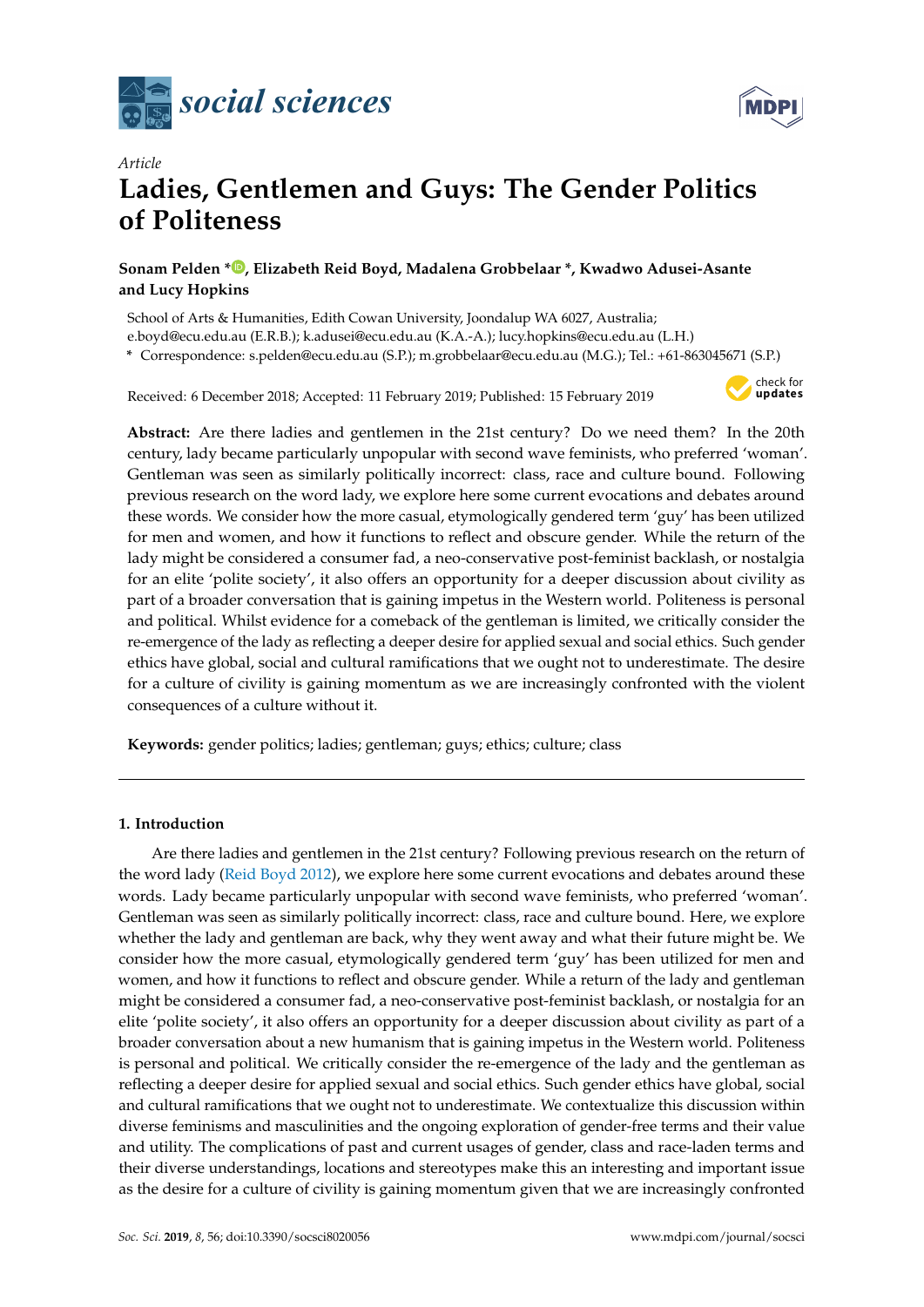*Article*

# Ladies, Gentlemen and Guys: The Gender Politics of Politeness

**Sonam Pelden \*, Elizabeth Reid Boyd, Madalena Grobbelaar \*, Kwadwo Adusei-Asante and Lucy Hopkins**

School of Arts & Humanities, Edith Cowan University, Joondalup WA 6027, Australia; e.boyd@ecu.edu.au (E.R.B.); k.adusei@ecu.edu.au (K.A.-A.); lucy.hopkins@ecu.edu.au (L.H.)

\* Correspondence: s.pelden@ecu.edu.au (S.P.); m.grobbelaar@ecu.edu.au (M.G.); Tel.: +61-863045671 (S.P.)

Received: 6 December 2018; Accepted: 11 February 2019; Published: 15 February 2019

**Abstract:** Are there ladies and gentlemen in the 21st century? Do we need them? In the 20th century, lady became particularly unpopular with second wave feminists, who preferred 'woman'. Gentleman was seen as similarly politically incorrect: class, race and culture bound. Following previous research on the word lady, we explore here some current evocations and debates around these words. We consider how the more casual, etymologically gendered term 'guy' has been utilized for men and women, and how it functions to reflect and obscure gender. While the return of the lady might be considered a consumer fad, a neo-conservative post-feminist backlash, or nostalgia for an elite 'polite society', it also offers an opportunity for a deeper discussion about civility as part of a broader conversation that is gaining impetus in the Western world. Politeness is personal and political. Whilst evidence for a comeback of the gentleman is limited, we critically consider the re-emergence of the lady as reflecting a deeper desire for applied sexual and social ethics. Such gender ethics have global, social and cultural ramifications that we ought not to underestimate. The desire for a culture of civility is gaining momentum as we are increasingly confronted with the violent consequences of a culture without it.

**Keywords:** gender politics; ladies; gentleman; guys; ethics; culture; class

## 1. Introduction

Are there ladies and gentlemen in the 21st century? Following previous research on the return of the word lady (Reid Boyd 2012), we explore here some current evocations and debates around these words. Lady became particularly unpopular with second wave feminists, who preferred 'woman'. Gentleman was seen as similarly politically incorrect: class, race and culture bound. Here, we explore whether the lady and gentleman are back, why they went away and what their future might be. We consider how the more casual, etymologically gendered term 'guy' has been utilized for men and women, and how it functions to reflect and obscure gender. While a return of the lady and gentleman might be considered a consumer fad, a neo-conservative post-feminist backlash, or nostalgia for an elite 'polite society', it also offers an opportunity for a deeper discussion about civility as part of a broader conversation about a new humanism that is gaining impetus in the Western world. Politeness is personal and political. We critically consider the re-emergence of the lady and the gentleman as reflecting a deeper desire for applied sexual and social ethics. Such gender ethics have global, social and cultural ramifications that we ought not to underestimate. We contextualize this discussion within diverse feminisms and masculinities and the ongoing exploration of gender-free terms and their value and utility. The complications of past and current usages of gender, class and race-laden terms and their diverse understandings, locations and stereotypes make this an interesting and important issue as the desire for a culture of civility is gaining momentum given that we are increasingly confronted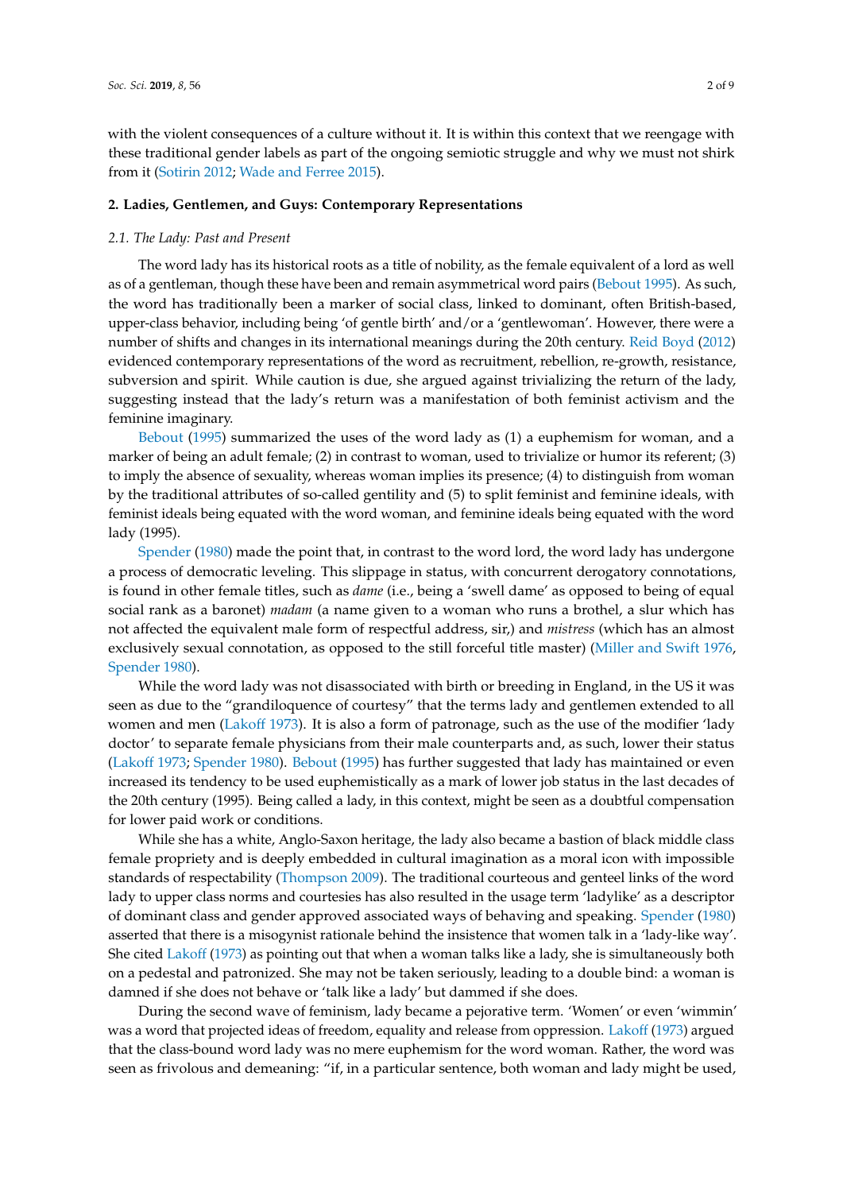with the violent consequences of a culture without it. It is within this context that we reengage with these traditional gender labels as part of the ongoing semiotic struggle and why we must not shirk from it (Sotirin 2012; Wade and Ferree 2015).

## 2. Ladies, Gentlemen, and Guys: Contemporary Representations

### 2.1. The Lady: Past and Present

The word lady has its historical roots as a title of nobility, as the female equivalent of a lord as well as of a gentleman, though these have been and remain asymmetrical word pairs (Bebout 1995). As such, the word has traditionally been a marker of social class, linked to dominant, often British-based, upper-class behavior, including being 'of gentle birth' and/or a 'gentlewoman'. However, there were a number of shifts and changes in its international meanings during the 20th century. Reid Boyd (2012) evidenced contemporary representations of the word as recruitment, rebellion, re-growth, resistance, subversion and spirit. While caution is due, she argued against trivializing the return of the lady, suggesting instead that the lady's return was a manifestation of both feminist activism and the feminine imaginary.

Bebout (1995) summarized the uses of the word lady as (1) a euphemism for woman, and a marker of being an adult female; (2) in contrast to woman, used to trivialize or humor its referent; (3) to imply the absence of sexuality, whereas woman implies its presence; (4) to distinguish from woman by the traditional attributes of so-called gentility and (5) to split feminist and feminine ideals, with feminist ideals being equated with the word woman, and feminine ideals being equated with the word lady (1995).

Spender (1980) made the point that, in contrast to the word lord, the word lady has undergone a process of democratic leveling. This slippage in status, with concurrent derogatory connotations, is found in other female titles, such as *dame* (i.e., being a 'swell dame' as opposed to being of equal social rank as a baronet) *madam* (a name given to a woman who runs a brothel, a slur which has not affected the equivalent male form of respectful address, sir,) and *mistress* (which has an almost exclusively sexual connotation, as opposed to the still forceful title master) (Miller and Swift 1976, Spender 1980).

While the word lady was not disassociated with birth or breeding in England, in the US it was seen as due to the "grandiloquence of courtesy" that the terms lady and gentlemen extended to all women and men (Lakoff 1973). It is also a form of patronage, such as the use of the modifier 'lady doctor' to separate female physicians from their male counterparts and, as such, lower their status (Lakoff 1973; Spender 1980). Bebout (1995) has further suggested that lady has maintained or even increased its tendency to be used euphemistically as a mark of lower job status in the last decades of the 20th century (1995). Being called a lady, in this context, might be seen as a doubtful compensation for lower paid work or conditions.

While she has a white, Anglo-Saxon heritage, the lady also became a bastion of black middle class female propriety and is deeply embedded in cultural imagination as a moral icon with impossible standards of respectability (Thompson 2009). The traditional courteous and genteel links of the word lady to upper class norms and courtesies has also resulted in the usage term 'ladylike' as a descriptor of dominant class and gender approved associated ways of behaving and speaking. Spender (1980) asserted that there is a misogynist rationale behind the insistence that women talk in a 'lady-like way'. She cited Lakoff (1973) as pointing out that when a woman talks like a lady, she is simultaneously both on a pedestal and patronized. She may not be taken seriously, leading to a double bind: a woman is damned if she does not behave or 'talk like a lady' but dammed if she does.

During the second wave of feminism, lady became a pejorative term. 'Women' or even 'wimmin' was a word that projected ideas of freedom, equality and release from oppression. Lakoff (1973) argued that the class-bound word lady was no mere euphemism for the word woman. Rather, the word was seen as frivolous and demeaning: "if, in a particular sentence, both woman and lady might be used,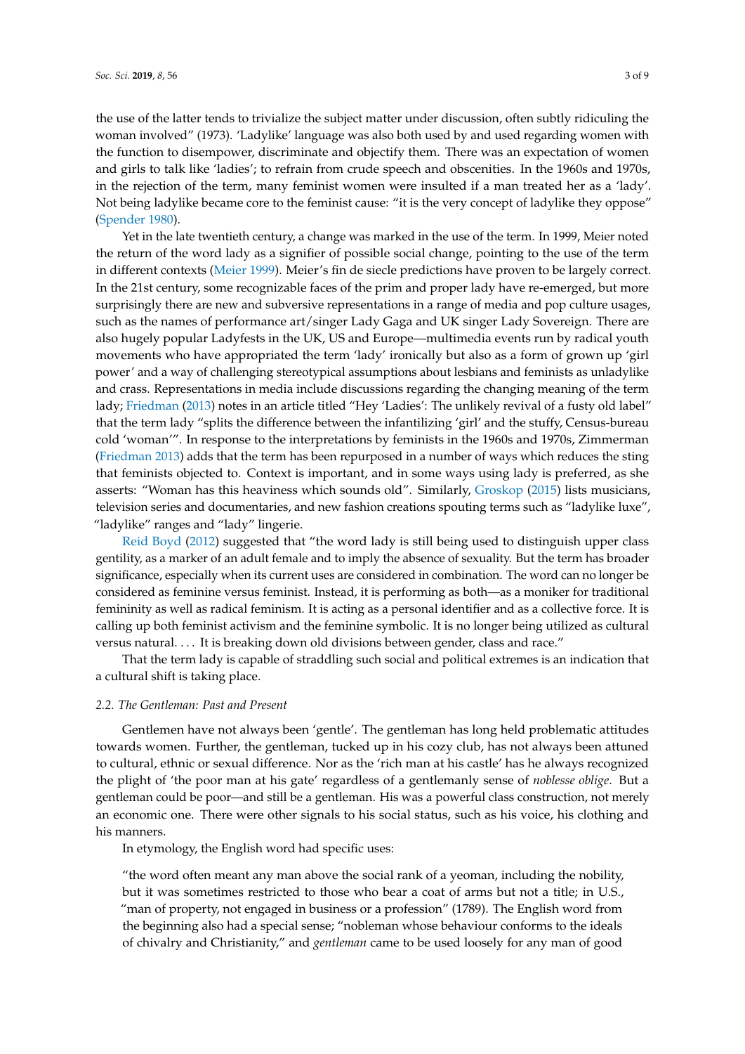the use of the latter tends to trivialize the subject matter under discussion, often subtly ridiculing the woman involved" (1973). 'Ladylike' language was also both used by and used regarding women with the function to disempower, discriminate and objectify them. There was an expectation of women and girls to talk like 'ladies'; to refrain from crude speech and obscenities. In the 1960s and 1970s, in the rejection of the term, many feminist women were insulted if a man treated her as a 'lady'. Not being ladylike became core to the feminist cause: "it is the very concept of ladylike they oppose" (Spender 1980).

Yet in the late twentieth century, a change was marked in the use of the term. In 1999, Meier noted the return of the word lady as a signifier of possible social change, pointing to the use of the term in different contexts (Meier 1999). Meier's fin de siecle predictions have proven to be largely correct. In the 21st century, some recognizable faces of the prim and proper lady have re-emerged, but more surprisingly there are new and subversive representations in a range of media and pop culture usages, such as the names of performance art/singer Lady Gaga and UK singer Lady Sovereign. There are also hugely popular Ladyfests in the UK, US and Europe—multimedia events run by radical youth movements who have appropriated the term 'lady' ironically but also as a form of grown up 'girl power' and a way of challenging stereotypical assumptions about lesbians and feminists as unladylike and crass. Representations in media include discussions regarding the changing meaning of the term lady; Friedman (2013) notes in an article titled "Hey 'Ladies': The unlikely revival of a fusty old label" that the term lady "splits the difference between the infantilizing 'girl' and the stuffy, Census-bureau cold 'woman'". In response to the interpretations by feminists in the 1960s and 1970s, Zimmerman (Friedman 2013) adds that the term has been repurposed in a number of ways which reduces the sting that feminists objected to. Context is important, and in some ways using lady is preferred, as she asserts: "Woman has this heaviness which sounds old". Similarly, Groskop (2015) lists musicians, television series and documentaries, and new fashion creations spouting terms such as "ladylike luxe", "ladylike" ranges and "lady" lingerie.

Reid Boyd (2012) suggested that "the word lady is still being used to distinguish upper class gentility, as a marker of an adult female and to imply the absence of sexuality. But the term has broader significance, especially when its current uses are considered in combination. The word can no longer be considered as feminine versus feminist. Instead, it is performing as both—as a moniker for traditional femininity as well as radical feminism. It is acting as a personal identifier and as a collective force. It is calling up both feminist activism and the feminine symbolic. It is no longer being utilized as cultural versus natural. . . . It is breaking down old divisions between gender, class and race."

That the term lady is capable of straddling such social and political extremes is an indication that a cultural shift is taking place.

### 2.2. The Gentleman: Past and Present

Gentlemen have not always been 'gentle'. The gentleman has long held problematic attitudes towards women. Further, the gentleman, tucked up in his cozy club, has not always been attuned to cultural, ethnic or sexual difference. Nor as the 'rich man at his castle' has he always recognized the plight of 'the poor man at his gate' regardless of a gentlemanly sense of *noblesse oblige*. But a gentleman could be poor—and still be a gentleman. His was a powerful class construction, not merely an economic one. There were other signals to his social status, such as his voice, his clothing and his manners.

In etymology, the English word had specific uses:

> "the word often meant any man above the social rank of a yeoman, including the nobility, but it was sometimes restricted to those who bear a coat of arms but not a title; in U.S., "man of property, not engaged in business or a profession" (1789). The English word from the beginning also had a special sense; "nobleman whose behaviour conforms to the ideals of chivalry and Christianity," and *gentleman* came to be used loosely for any man of good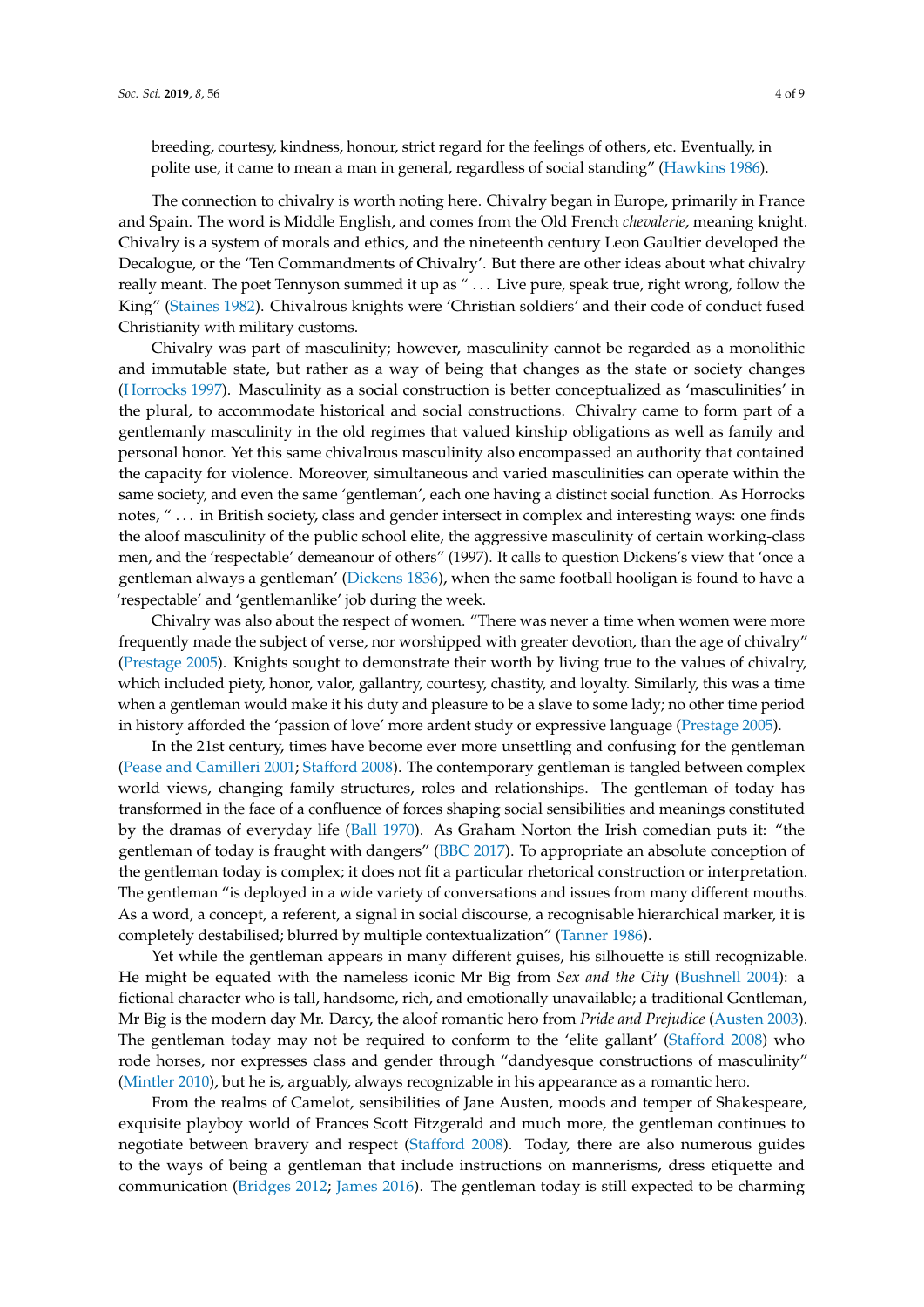breeding, courtesy, kindness, honour, strict regard for the feelings of others, etc. Eventually, in polite use, it came to mean a man in general, regardless of social standing" (Hawkins 1986).

The connection to chivalry is worth noting here. Chivalry began in Europe, primarily in France and Spain. The word is Middle English, and comes from the Old French *chevalerie*, meaning knight. Chivalry is a system of morals and ethics, and the nineteenth century Leon Gaultier developed the Decalogue, or the 'Ten Commandments of Chivalry'. But there are other ideas about what chivalry really meant. The poet Tennyson summed it up as " ... Live pure, speak true, right wrong, follow the King" (Staines 1982). Chivalrous knights were 'Christian soldiers' and their code of conduct fused Christianity with military customs.

Chivalry was part of masculinity; however, masculinity cannot be regarded as a monolithic and immutable state, but rather as a way of being that changes as the state or society changes (Horrocks 1997). Masculinity as a social construction is better conceptualized as 'masculinities' in the plural, to accommodate historical and social constructions. Chivalry came to form part of a gentlemanly masculinity in the old regimes that valued kinship obligations as well as family and personal honor. Yet this same chivalrous masculinity also encompassed an authority that contained the capacity for violence. Moreover, simultaneous and varied masculinities can operate within the same society, and even the same 'gentleman', each one having a distinct social function. As Horrocks notes, " ... in British society, class and gender intersect in complex and interesting ways: one finds the aloof masculinity of the public school elite, the aggressive masculinity of certain working-class men, and the 'respectable' demeanour of others" (1997). It calls to question Dickens's view that 'once a gentleman always a gentleman' (Dickens 1836), when the same football hooligan is found to have a 'respectable' and 'gentlemanlike' job during the week.

Chivalry was also about the respect of women. "There was never a time when women were more frequently made the subject of verse, nor worshipped with greater devotion, than the age of chivalry" (Prestage 2005). Knights sought to demonstrate their worth by living true to the values of chivalry, which included piety, honor, valor, gallantry, courtesy, chastity, and loyalty. Similarly, this was a time when a gentleman would make it his duty and pleasure to be a slave to some lady; no other time period in history afforded the 'passion of love' more ardent study or expressive language (Prestage 2005).

In the 21st century, times have become ever more unsettling and confusing for the gentleman (Pease and Camilleri 2001; Stafford 2008). The contemporary gentleman is tangled between complex world views, changing family structures, roles and relationships. The gentleman of today has transformed in the face of a confluence of forces shaping social sensibilities and meanings constituted by the dramas of everyday life (Ball 1970). As Graham Norton the Irish comedian puts it: "the gentleman of today is fraught with dangers" (BBC 2017). To appropriate an absolute conception of the gentleman today is complex; it does not fit a particular rhetorical construction or interpretation. The gentleman "is deployed in a wide variety of conversations and issues from many different mouths. As a word, a concept, a referent, a signal in social discourse, a recognisable hierarchical marker, it is completely destabilised; blurred by multiple contextualization" (Tanner 1986).

Yet while the gentleman appears in many different guises, his silhouette is still recognizable. He might be equated with the nameless iconic Mr Big from *Sex and the City* (Bushnell 2004): a fictional character who is tall, handsome, rich, and emotionally unavailable; a traditional Gentleman, Mr Big is the modern day Mr. Darcy, the aloof romantic hero from *Pride and Prejudice* (Austen 2003). The gentleman today may not be required to conform to the 'elite gallant' (Stafford 2008) who rode horses, nor expresses class and gender through "dandyesque constructions of masculinity" (Mintler 2010), but he is, arguably, always recognizable in his appearance as a romantic hero.

From the realms of Camelot, sensibilities of Jane Austen, moods and temper of Shakespeare, exquisite playboy world of Frances Scott Fitzgerald and much more, the gentleman continues to negotiate between bravery and respect (Stafford 2008). Today, there are also numerous guides to the ways of being a gentleman that include instructions on mannerisms, dress etiquette and communication (Bridges 2012; James 2016). The gentleman today is still expected to be charming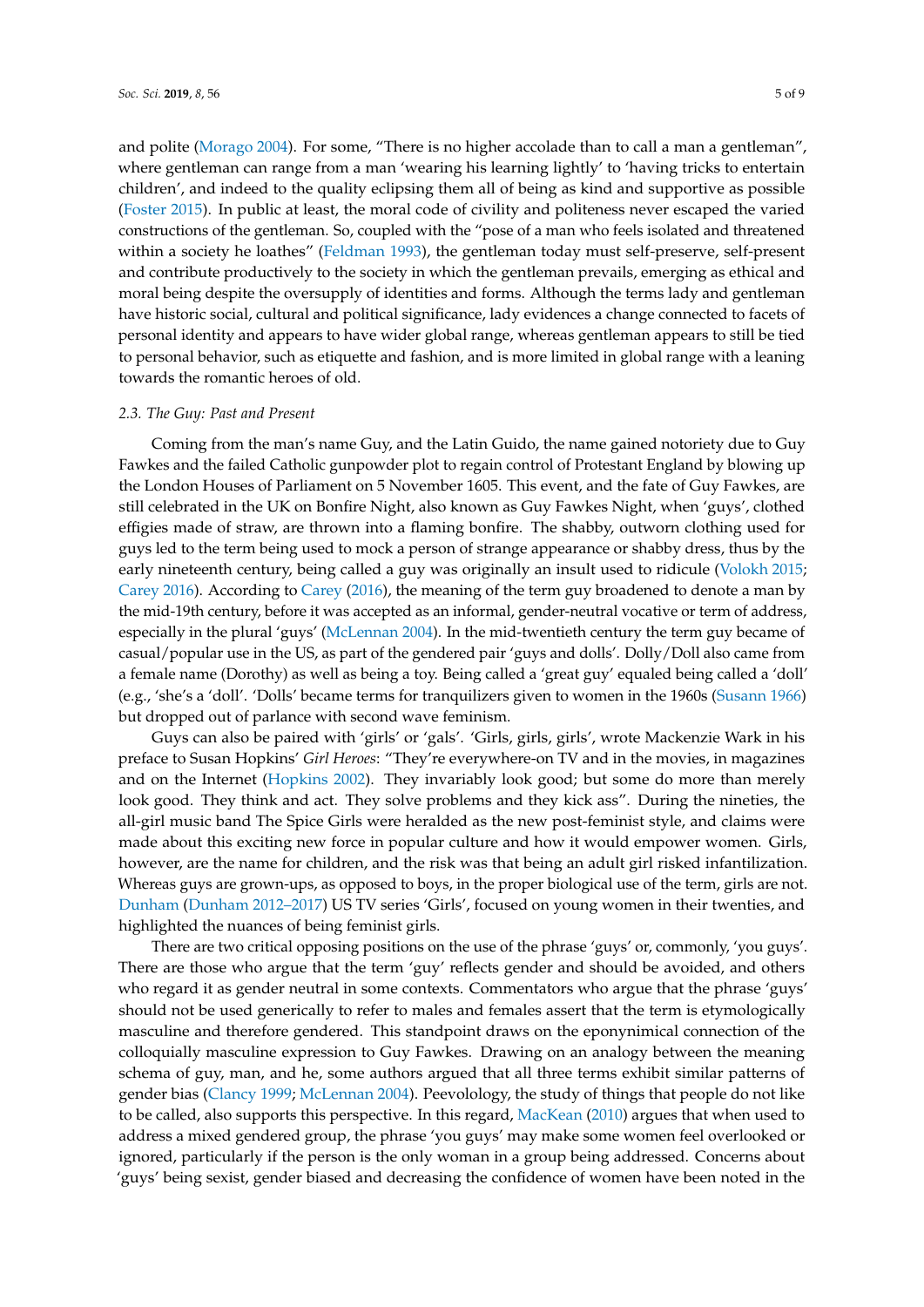and polite (Morago 2004). For some, "There is no higher accolade than to call a man a gentleman", where gentleman can range from a man 'wearing his learning lightly' to 'having tricks to entertain children', and indeed to the quality eclipsing them all of being as kind and supportive as possible (Foster 2015). In public at least, the moral code of civility and politeness never escaped the varied constructions of the gentleman. So, coupled with the "pose of a man who feels isolated and threatened within a society he loathes" (Feldman 1993), the gentleman today must self-preserve, self-present and contribute productively to the society in which the gentleman prevails, emerging as ethical and moral being despite the oversupply of identities and forms. Although the terms lady and gentleman have historic social, cultural and political significance, lady evidences a change connected to facets of personal identity and appears to have wider global range, whereas gentleman appears to still be tied to personal behavior, such as etiquette and fashion, and is more limited in global range with a leaning towards the romantic heroes of old.

### 2.3. The Guy: Past and Present

Coming from the man's name Guy, and the Latin Guido, the name gained notoriety due to Guy Fawkes and the failed Catholic gunpowder plot to regain control of Protestant England by blowing up the London Houses of Parliament on 5 November 1605. This event, and the fate of Guy Fawkes, are still celebrated in the UK on Bonfire Night, also known as Guy Fawkes Night, when 'guys', clothed effigies made of straw, are thrown into a flaming bonfire. The shabby, outworn clothing used for guys led to the term being used to mock a person of strange appearance or shabby dress, thus by the early nineteenth century, being called a guy was originally an insult used to ridicule (Volokh 2015; Carey 2016). According to Carey (2016), the meaning of the term guy broadened to denote a man by the mid-19th century, before it was accepted as an informal, gender-neutral vocative or term of address, especially in the plural 'guys' (McLennan 2004). In the mid-twentieth century the term guy became of casual/popular use in the US, as part of the gendered pair 'guys and dolls'. Dolly/Doll also came from a female name (Dorothy) as well as being a toy. Being called a 'great guy' equaled being called a 'doll' (e.g., 'she's a 'doll'. 'Dolls' became terms for tranquilizers given to women in the 1960s (Susann 1966) but dropped out of parlance with second wave feminism.

Guys can also be paired with 'girls' or 'gals'. 'Girls, girls, girls', wrote Mackenzie Wark in his preface to Susan Hopkins' *Girl Heroes*: "They're everywhere-on TV and in the movies, in magazines and on the Internet (Hopkins 2002). They invariably look good; but some do more than merely look good. They think and act. They solve problems and they kick ass". During the nineties, the all-girl music band The Spice Girls were heralded as the new post-feminist style, and claims were made about this exciting new force in popular culture and how it would empower women. Girls, however, are the name for children, and the risk was that being an adult girl risked infantilization. Whereas guys are grown-ups, as opposed to boys, in the proper biological use of the term, girls are not. Dunham (Dunham 2012–2017) US TV series 'Girls', focused on young women in their twenties, and highlighted the nuances of being feminist girls.

There are two critical opposing positions on the use of the phrase 'guys' or, commonly, 'you guys'. There are those who argue that the term 'guy' reflects gender and should be avoided, and others who regard it as gender neutral in some contexts. Commentators who argue that the phrase 'guys' should not be used generically to refer to males and females assert that the term is etymologically masculine and therefore gendered. This standpoint draws on the eponymical connection of the colloquially masculine expression to Guy Fawkes. Drawing on an analogy between the meaning schema of guy, man, and he, some authors argued that all three terms exhibit similar patterns of gender bias (Clancy 1999; McLennan 2004). Peevology, the study of things that people do not like to be called, also supports this perspective. In this regard, MacKean (2010) argues that when used to address a mixed gendered group, the phrase 'you guys' may make some women feel overlooked or ignored, particularly if the person is the only woman in a group being addressed. Concerns about 'guys' being sexist, gender biased and decreasing the confidence of women have been noted in the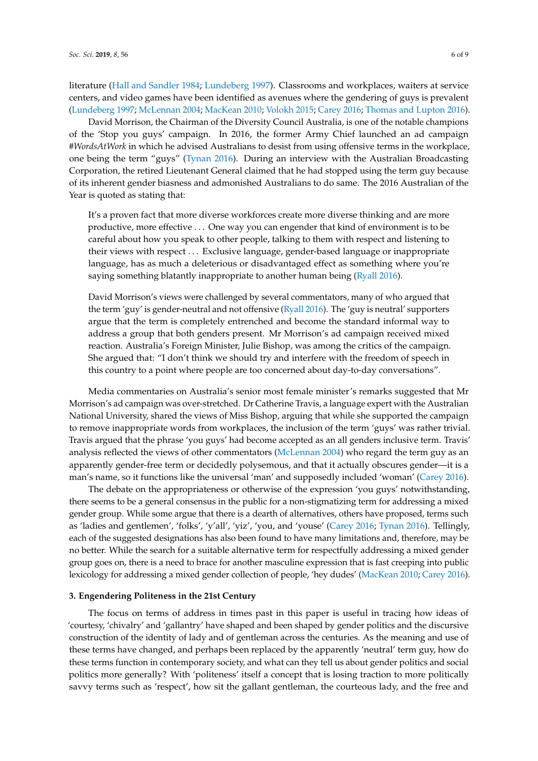literature (Hall and Sandler 1984; Lundeberg 1997). Classrooms and workplaces, waiters at service centers, and video games have been identified as avenues where the gendering of guys is prevalent (Lundeberg 1997; McLennan 2004; MacKean 2010; Volokh 2015; Carey 2016; Thomas and Lupton 2016).

David Morrison, the Chairman of the Diversity Council Australia, is one of the notable champions of the 'Stop you guys' campaign. In 2016, the former Army Chief launched an ad campaign *#WordsAtWork* in which he advised Australians to desist from using offensive terms in the workplace, one being the term "guys" (Tynan 2016). During an interview with the Australian Broadcasting Corporation, the retired Lieutenant General claimed that he had stopped using the term guy because of its inherent gender biasness and admonished Australians to do same. The 2016 Australian of the Year is quoted as stating that:

> It's a proven fact that more diverse workforces create more diverse thinking and are more productive, more effective . . . One way you can engender that kind of environment is to be careful about how you speak to other people, talking to them with respect and listening to their views with respect . . . Exclusive language, gender-based language or inappropriate language, has as much a deleterious or disadvantaged effect as something where you're saying something blatantly inappropriate to another human being (Ryall 2016).
>
> David Morrison's views were challenged by several commentators, many of who argued that the term 'guy' is gender-neutral and not offensive (Ryall 2016). The 'guy is neutral' supporters argue that the term is completely entrenched and become the standard informal way to address a group that both genders present. Mr Morrison's ad campaign received mixed reaction. Australia's Foreign Minister, Julie Bishop, was among the critics of the campaign. She argued that: "I don't think we should try and interfere with the freedom of speech in this country to a point where people are too concerned about day-to-day conversations".

Media commentaries on Australia's senior most female minister's remarks suggested that Mr Morrison's ad campaign was over-stretched. Dr Catherine Travis, a language expert with the Australian National University, shared the views of Miss Bishop, arguing that while she supported the campaign to remove inappropriate words from workplaces, the inclusion of the term 'guys' was rather trivial. Travis argued that the phrase 'you guys' had become accepted as an all genders inclusive term. Travis' analysis reflected the views of other commentators (McLennan 2004) who regard the term guy as an apparently gender-free term or decidedly polysemous, and that it actually obscures gender—it is a man's name, so it functions like the universal 'man' and supposedly included 'woman' (Carey 2016).

The debate on the appropriateness or otherwise of the expression 'you guys' notwithstanding, there seems to be a general consensus in the public for a non-stigmatizing term for addressing a mixed gender group. While some argue that there is a dearth of alternatives, others have proposed, terms such as 'ladies and gentlemen', 'folks', 'y'all', 'yiz', 'you, and 'youse' (Carey 2016; Tynan 2016). Tellingly, each of the suggested designations has also been found to have many limitations and, therefore, may be no better. While the search for a suitable alternative term for respectfully addressing a mixed gender group goes on, there is a need to brace for another masculine expression that is fast creeping into public lexicology for addressing a mixed gender collection of people, 'hey dudes' (MacKean 2010; Carey 2016).

## 3. Engendering Politeness in the 21st Century

The focus on terms of address in times past in this paper is useful in tracing how ideas of 'courtesy, 'chivalry' and 'gallantry' have shaped and been shaped by gender politics and the discursive construction of the identity of lady and of gentleman across the centuries. As the meaning and use of these terms have changed, and perhaps been replaced by the apparently 'neutral' term guy, how do these terms function in contemporary society, and what can they tell us about gender politics and social politics more generally? With 'politeness' itself a concept that is losing traction to more politically savvy terms such as 'respect', how sit the gallant gentleman, the courteous lady, and the free and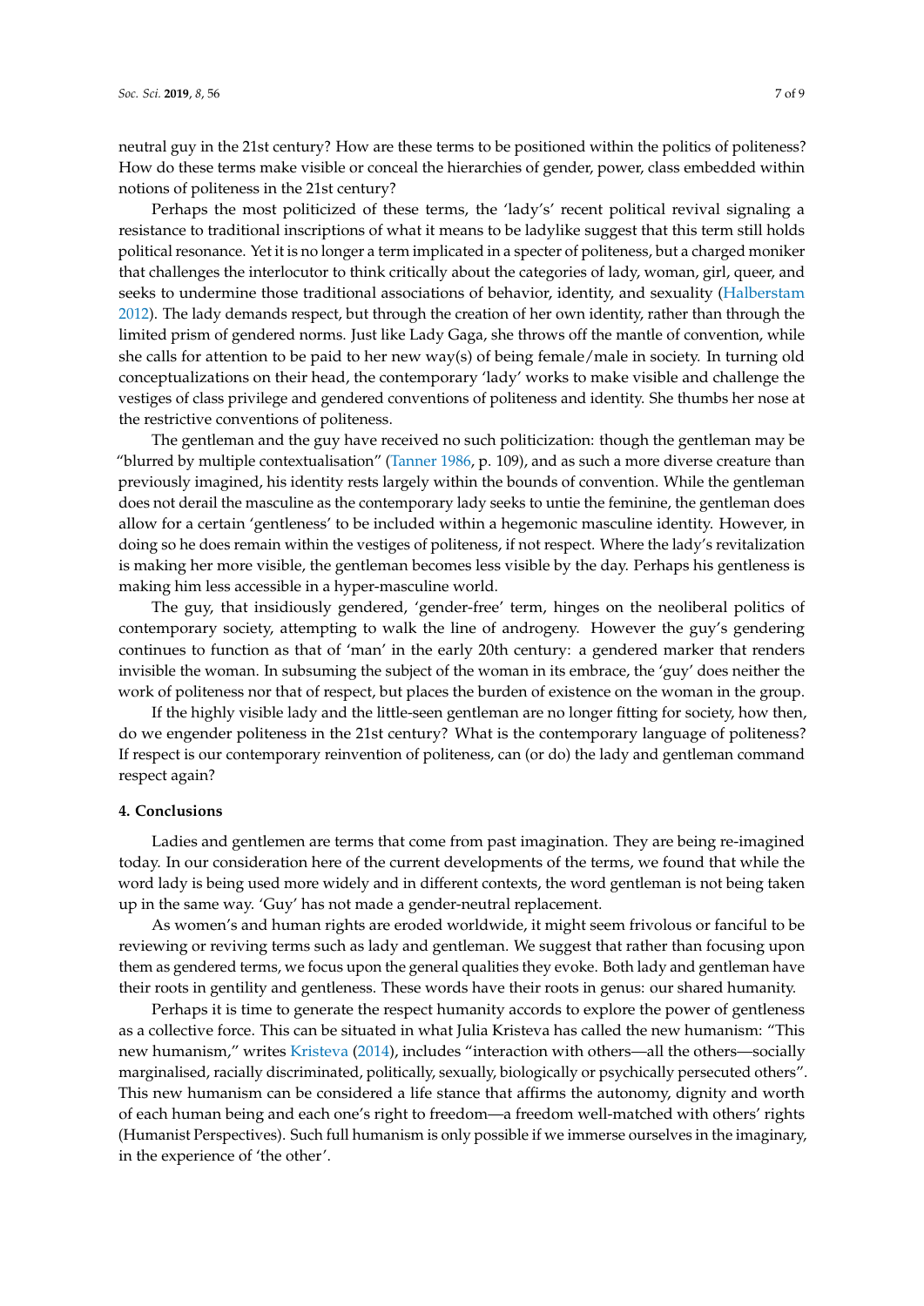neutral guy in the 21st century? How are these terms to be positioned within the politics of politeness? How do these terms make visible or conceal the hierarchies of gender, power, class embedded within notions of politeness in the 21st century?

Perhaps the most politicized of these terms, the 'lady's' recent political revival signaling a resistance to traditional inscriptions of what it means to be ladylike suggest that this term still holds political resonance. Yet it is no longer a term implicated in a specter of politeness, but a charged moniker that challenges the interlocutor to think critically about the categories of lady, woman, girl, queer, and seeks to undermine those traditional associations of behavior, identity, and sexuality (Halberstam 2012). The lady demands respect, but through the creation of her own identity, rather than through the limited prism of gendered norms. Just like Lady Gaga, she throws off the mantle of convention, while she calls for attention to be paid to her new way(s) of being female/male in society. In turning old conceptualizations on their head, the contemporary 'lady' works to make visible and challenge the vestiges of class privilege and gendered conventions of politeness and identity. She thumbs her nose at the restrictive conventions of politeness.

The gentleman and the guy have received no such politicization: though the gentleman may be "blurred by multiple contextualisation" (Tanner 1986, p. 109), and as such a more diverse creature than previously imagined, his identity rests largely within the bounds of convention. While the gentleman does not derail the masculine as the contemporary lady seeks to untie the feminine, the gentleman does allow for a certain 'gentleness' to be included within a hegemonic masculine identity. However, in doing so he does remain within the vestiges of politeness, if not respect. Where the lady's revitalization is making her more visible, the gentleman becomes less visible by the day. Perhaps his gentleness is making him less accessible in a hyper-masculine world.

The guy, that insidiously gendered, 'gender-free' term, hinges on the neoliberal politics of contemporary society, attempting to walk the line of androgeny. However the guy's gendering continues to function as that of 'man' in the early 20th century: a gendered marker that renders invisible the woman. In subsuming the subject of the woman in its embrace, the 'guy' does neither the work of politeness nor that of respect, but places the burden of existence on the woman in the group.

If the highly visible lady and the little-seen gentleman are no longer fitting for society, how then, do we engender politeness in the 21st century? What is the contemporary language of politeness? If respect is our contemporary reinvention of politeness, can (or do) the lady and gentleman command respect again?

## 4. Conclusions

Ladies and gentlemen are terms that come from past imagination. They are being re-imagined today. In our consideration here of the current developments of the terms, we found that while the word lady is being used more widely and in different contexts, the word gentleman is not being taken up in the same way. 'Guy' has not made a gender-neutral replacement.

As women's and human rights are eroded worldwide, it might seem frivolous or fanciful to be reviewing or reviving terms such as lady and gentleman. We suggest that rather than focusing upon them as gendered terms, we focus upon the general qualities they evoke. Both lady and gentleman have their roots in gentility and gentleness. These words have their roots in genus: our shared humanity.

Perhaps it is time to generate the respect humanity accords to explore the power of gentleness as a collective force. This can be situated in what Julia Kristeva has called the new humanism: "This new humanism," writes Kristeva (2014), includes "interaction with others—all the others—socially marginalised, racially discriminated, politically, sexually, biologically or psychically persecuted others". This new humanism can be considered a life stance that affirms the autonomy, dignity and worth of each human being and each one's right to freedom—a freedom well-matched with others' rights (Humanist Perspectives). Such full humanism is only possible if we immerse ourselves in the imaginary, in the experience of 'the other'.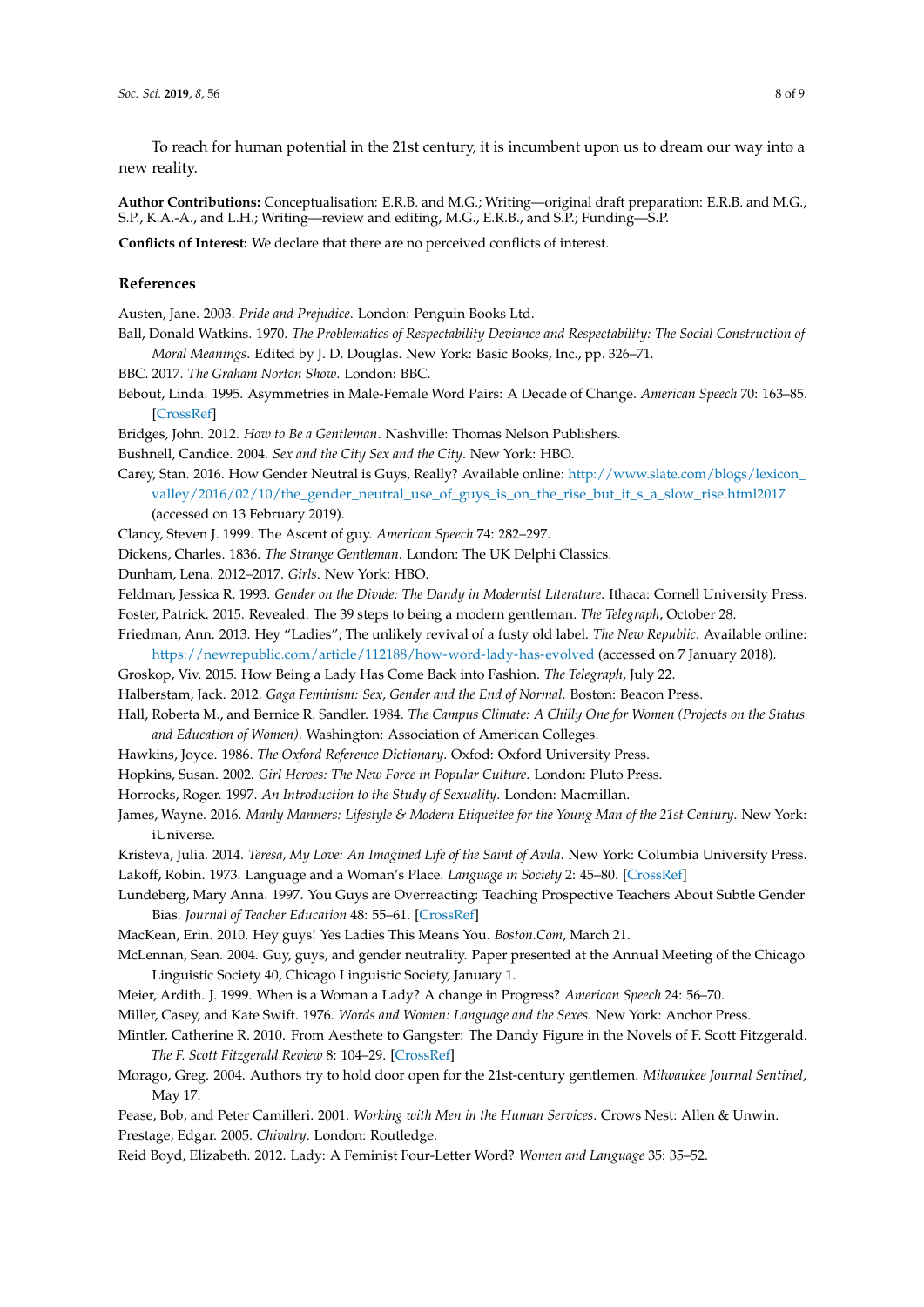To reach for human potential in the 21st century, it is incumbent upon us to dream our way into a new reality.

**Author Contributions:** Conceptualisation: E.R.B. and M.G.; Writing—original draft preparation: E.R.B. and M.G., S.P., K.A.-A., and L.H.; Writing—review and editing, M.G., E.R.B., and S.P.; Funding—S.P.

**Conflicts of Interest:** We declare that there are no perceived conflicts of interest.

## References

Austen, Jane. 2003. *Pride and Prejudice*. London: Penguin Books Ltd.

Ball, Donald Watkins. 1970. *The Problematics of Respectability Deviance and Respectability: The Social Construction of Moral Meanings*. Edited by J. D. Douglas. New York: Basic Books, Inc., pp. 326–71.

BBC. 2017. *The Graham Norton Show*. London: BBC.

Bebout, Linda. 1995. Asymmetries in Male-Female Word Pairs: A Decade of Change. *American Speech* 70: 163–85. [CrossRef]

Bridges, John. 2012. *How to Be a Gentleman*. Nashville: Thomas Nelson Publishers.

Bushnell, Candice. 2004. *Sex and the City Sex and the City*. New York: HBO.

Carey, Stan. 2016. How Gender Neutral is Guys, Really? Available online: http://www.slate.com/blogs/lexicon_valley/2016/02/10/the_gender_neutral_use_of_guys_is_on_the_rise_but_it_s_a_slow_rise.html2017 (accessed on 13 February 2019).

Clancy, Steven J. 1999. The Ascent of guy. *American Speech* 74: 282–297.

Dickens, Charles. 1836. *The Strange Gentleman*. London: The UK Delphi Classics.

Dunham, Lena. 2012–2017. *Girls*. New York: HBO.

Feldman, Jessica R. 1993. *Gender on the Divide: The Dandy in Modernist Literature*. Ithaca: Cornell University Press.

Foster, Patrick. 2015. Revealed: The 39 steps to being a modern gentleman. *The Telegraph*, October 28.

Friedman, Ann. 2013. Hey "Ladies"; The unlikely revival of a fusty old label. *The New Republic*. Available online: https://newrepublic.com/article/112188/how-word-lady-has-evolved (accessed on 7 January 2018).

Groskop, Viv. 2015. How Being a Lady Has Come Back into Fashion. *The Telegraph*, July 22.

Halberstam, Jack. 2012. *Gaga Feminism: Sex, Gender and the End of Normal*. Boston: Beacon Press.

Hall, Roberta M., and Bernice R. Sandler. 1984. *The Campus Climate: A Chilly One for Women (Projects on the Status and Education of Women)*. Washington: Association of American Colleges.

Hawkins, Joyce. 1986. *The Oxford Reference Dictionary*. Oxfod: Oxford University Press.

Hopkins, Susan. 2002. *Girl Heroes: The New Force in Popular Culture*. London: Pluto Press.

Horrocks, Roger. 1997. *An Introduction to the Study of Sexuality*. London: Macmillan.

James, Wayne. 2016. *Manly Manners: Lifestyle & Modern Etiquette for the Young Man of the 21st Century*. New York: iUniverse.

Kristeva, Julia. 2014. *Teresa, My Love: An Imagined Life of the Saint of Avila*. New York: Columbia University Press.

Lakoff, Robin. 1973. Language and a Woman's Place. *Language in Society* 2: 45–80. [CrossRef]

Lundeberg, Mary Anna. 1997. You Guys are Overreacting: Teaching Prospective Teachers About Subtle Gender Bias. *Journal of Teacher Education* 48: 55–61. [CrossRef]

MacKean, Erin. 2010. Hey guys! Yes Ladies This Means You. *Boston.Com*, March 21.

McLennan, Sean. 2004. Guy, guys, and gender neutrality. Paper presented at the Annual Meeting of the Chicago Linguistic Society 40, Chicago Linguistic Society, January 1.

Meier, Ardith. J. 1999. When is a Woman a Lady? A change in Progress? *American Speech* 24: 56–70.

Miller, Casey, and Kate Swift. 1976. *Words and Women: Language and the Sexes*. New York: Anchor Press.

Mintler, Catherine R. 2010. From Aesthete to Gangster: The Dandy Figure in the Novels of F. Scott Fitzgerald. *The F. Scott Fitzgerald Review* 8: 104–29. [CrossRef]

Morago, Greg. 2004. Authors try to hold door open for the 21st-century gentlemen. *Milwaukee Journal Sentinel*, May 17.

Pease, Bob, and Peter Camilleri. 2001. *Working with Men in the Human Services*. Crows Nest: Allen & Unwin.

Prestage, Edgar. 2005. *Chivalry*. London: Routledge.

Reid Boyd, Elizabeth. 2012. Lady: A Feminist Four-Letter Word? *Women and Language* 35: 35–52.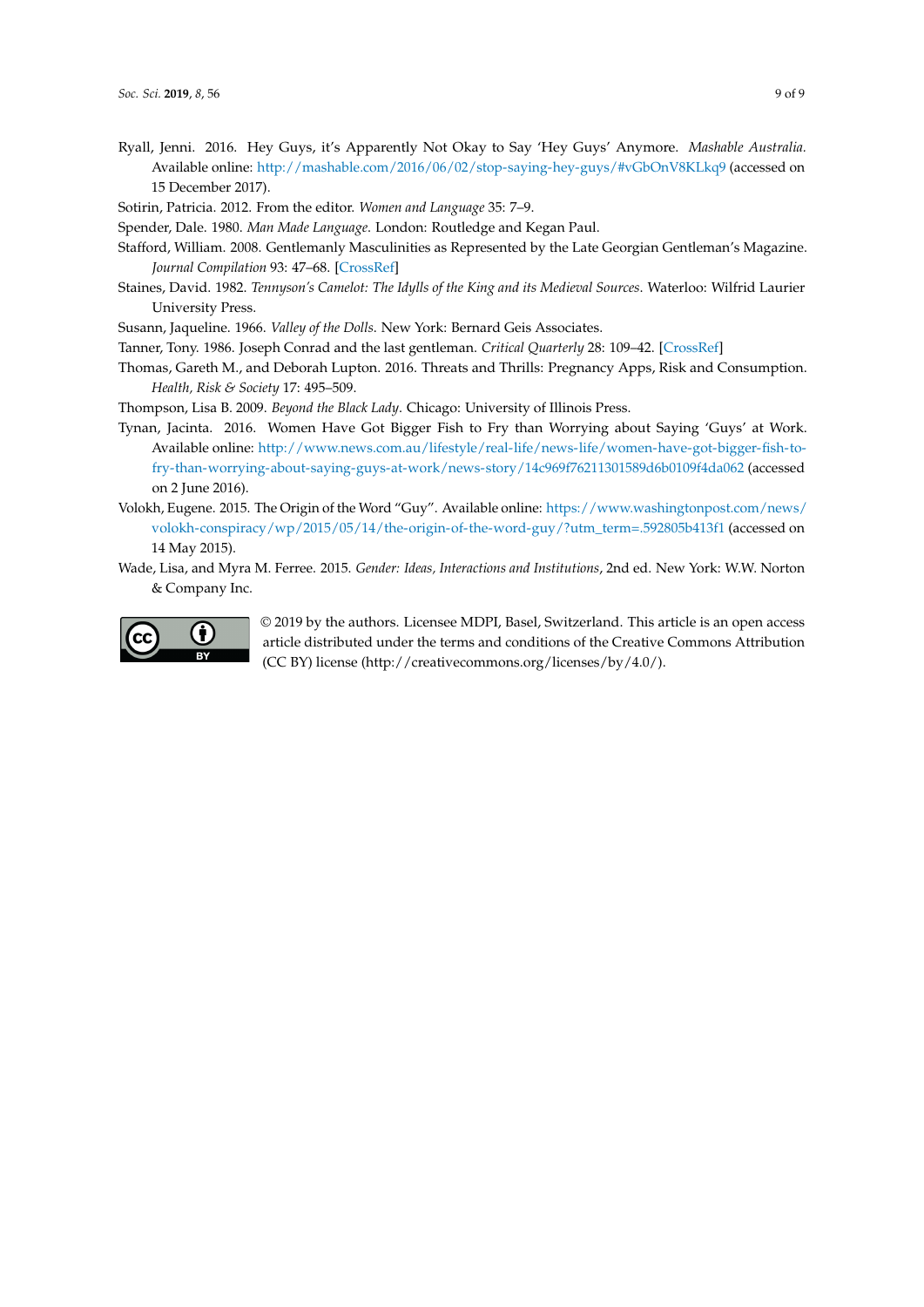Ryall, Jenni. 2016. Hey Guys, it's Apparently Not Okay to Say 'Hey Guys' Anymore. *Mashable Australia*. Available online: http://mashable.com/2016/06/02/stop-saying-hey-guys/#vGbOnV8KLkq9 (accessed on 15 December 2017).

Sotirin, Patricia. 2012. From the editor. *Women and Language* 35: 7–9.

Spender, Dale. 1980. *Man Made Language*. London: Routledge and Kegan Paul.

Stafford, William. 2008. Gentlemanly Masculinities as Represented by the Late Georgian Gentleman's Magazine. *Journal Compilation* 93: 47–68. [CrossRef]

Staines, David. 1982. *Tennyson's Camelot: The Idylls of the King and its Medieval Sources*. Waterloo: Wilfrid Laurier University Press.

Susann, Jaqueline. 1966. *Valley of the Dolls*. New York: Bernard Geis Associates.

Tanner, Tony. 1986. Joseph Conrad and the last gentleman. *Critical Quarterly* 28: 109–42. [CrossRef]

Thomas, Gareth M., and Deborah Lupton. 2016. Threats and Thrills: Pregnancy Apps, Risk and Consumption. *Health, Risk & Society* 17: 495–509.

Thompson, Lisa B. 2009. *Beyond the Black Lady*. Chicago: University of Illinois Press.

Tynan, Jacinta. 2016. Women Have Got Bigger Fish to Fry than Worrying about Saying 'Guys' at Work. Available online: http://www.news.com.au/lifestyle/real-life/news-life/women-have-got-bigger-fish-to-fry-than-worrying-about-saying-guys-at-work/news-story/14c969f76211301589d6b0109f4da062 (accessed on 2 June 2016).

Volokh, Eugene. 2015. The Origin of the Word "Guy". Available online: https://www.washingtonpost.com/news/volokh-conspiracy/wp/2015/05/14/the-origin-of-the-word-guy/?utm_term=.592805b413f1 (accessed on 14 May 2015).

Wade, Lisa, and Myra M. Ferree. 2015. *Gender: Ideas, Interactions and Institutions*, 2nd ed. New York: W.W. Norton & Company Inc.

© 2019 by the authors. Licensee MDPI, Basel, Switzerland. This article is an open access article distributed under the terms and conditions of the Creative Commons Attribution (CC BY) license (http://creativecommons.org/licenses/by/4.0/).